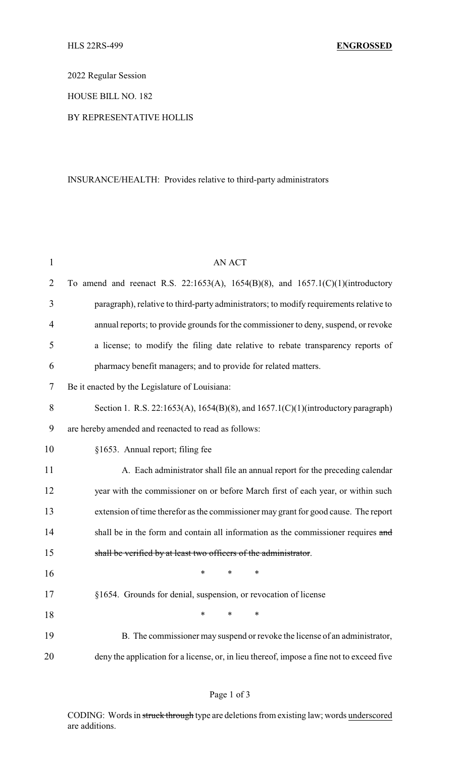HLS 22RS-499 **ENGROSSED**

2022 Regular Session

HOUSE BILL NO. 182

BY REPRESENTATIVE HOLLIS

INSURANCE/HEALTH: Provides relative to third-party administrators

AN ACT

To amend and reenact R.S. 22:1653(A), 1654(B)(8), and 1657.1(C)(1)(introductory paragraph), relative to third-party administrators; to modify requirements relative to annual reports; to provide grounds for the commissioner to deny, suspend, or revoke a license; to modify the filing date relative to rebate transparency reports of pharmacy benefit managers; and to provide for related matters.

Be it enacted by the Legislature of Louisiana:

Section 1. R.S. 22:1653(A), 1654(B)(8), and 1657.1(C)(1)(introductory paragraph) are hereby amended and reenacted to read as follows:

§1653. Annual report; filing fee

A. Each administrator shall file an annual report for the preceding calendar year with the commissioner on or before March first of each year, or within such extension of time therefor as the commissioner may grant for good cause. The report shall be in the form and contain all information as the commissioner requires ~~and shall be verified by at least two officers of the administrator~~.

\* \* \*

§1654. Grounds for denial, suspension, or revocation of license

\* \* \*

B. The commissioner may suspend or revoke the license of an administrator, deny the application for a license, or, in lieu thereof, impose a fine not to exceed five

CODING: Words in ~~struck through~~ type are deletions from existing law; words <u>underscored</u> are additions.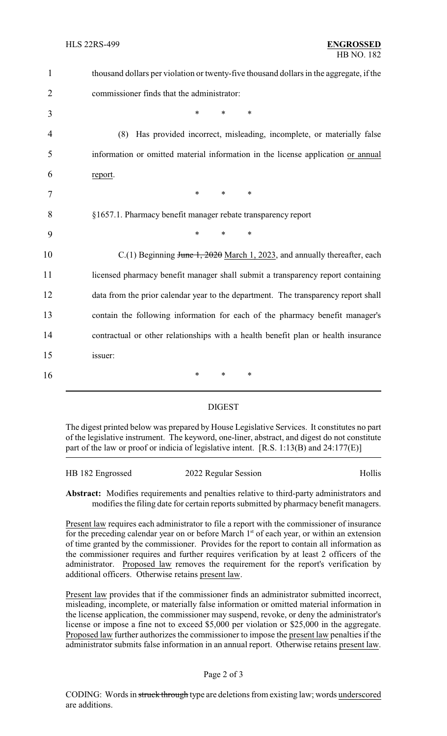thousand dollars per violation or twenty-five thousand dollars in the aggregate, if the commissioner finds that the administrator:

\* \* \*

(8) Has provided incorrect, misleading, incomplete, or materially false information or omitted material information in the license application <u>or annual report</u>.

\* \* \*

§1657.1. Pharmacy benefit manager rebate transparency report

\* \* \*

C.(1) Beginning ~~June 1, 2020~~ <u>March 1, 2023</u>, and annually thereafter, each licensed pharmacy benefit manager shall submit a transparency report containing data from the prior calendar year to the department. The transparency report shall contain the following information for each of the pharmacy benefit manager's contractual or other relationships with a health benefit plan or health insurance issuer:

\* \* \*

## DIGEST

The digest printed below was prepared by House Legislative Services. It constitutes no part of the legislative instrument. The keyword, one-liner, abstract, and digest do not constitute part of the law or proof or indicia of legislative intent. [R.S. 1:13(B) and 24:177(E)]

HB 182 Engrossed 2022 Regular Session Hollis

**Abstract:** Modifies requirements and penalties relative to third-party administrators and modifies the filing date for certain reports submitted by pharmacy benefit managers.

<u>Present law</u> requires each administrator to file a report with the commissioner of insurance for the preceding calendar year on or before March 1st of each year, or within an extension of time granted by the commissioner. Provides for the report to contain all information as the commissioner requires and further requires verification by at least 2 officers of the administrator. <u>Proposed law</u> removes the requirement for the report's verification by additional officers. Otherwise retains <u>present law</u>.

<u>Present law</u> provides that if the commissioner finds an administrator submitted incorrect, misleading, incomplete, or materially false information or omitted material information in the license application, the commissioner may suspend, revoke, or deny the administrator's license or impose a fine not to exceed $5,000 per violation or $25,000 in the aggregate. <u>Proposed law</u> further authorizes the commissioner to impose the <u>present law</u> penalties if the administrator submits false information in an annual report. Otherwise retains <u>present law</u>.

CODING: Words in ~~struck through~~ type are deletions from existing law; words <u>underscored</u> are additions.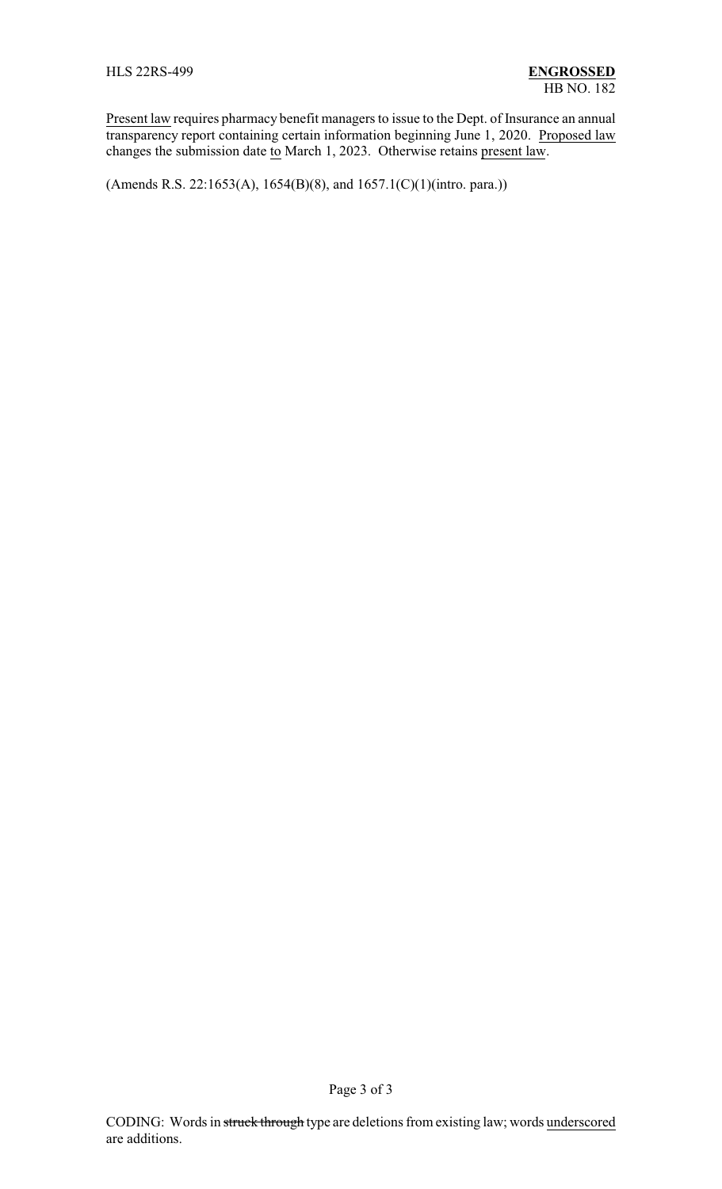Present law requires pharmacy benefit managers to issue to the Dept. of Insurance an annual transparency report containing certain information beginning June 1, 2020. Proposed law changes the submission date to March 1, 2023. Otherwise retains present law.

(Amends R.S. 22:1653(A), 1654(B)(8), and 1657.1(C)(1)(intro. para.))

CODING: Words in ~~struck through~~ type are deletions from existing law; words underscored are additions.